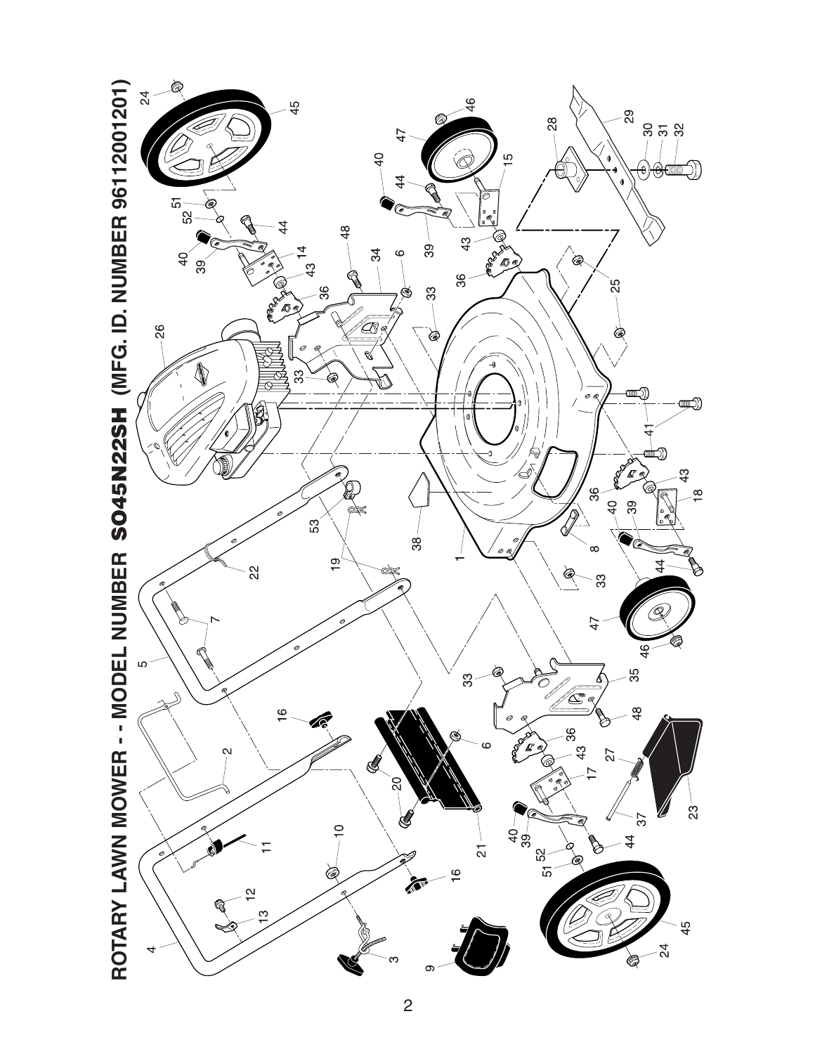# ROTARY LAWN MOWER - - MODEL NUMBER SO45N22SH (MFG. ID. NUMBER 96112001201)

1
2
3
4
5
6
7
8
9
10
11
12
13
14
15
16
17
18
19
20
21
22
23
24
25
26
27
28
29
30
31
32
33
34
35
36
37
38
39
40
41
43
44
45
46
47
48
51
52
53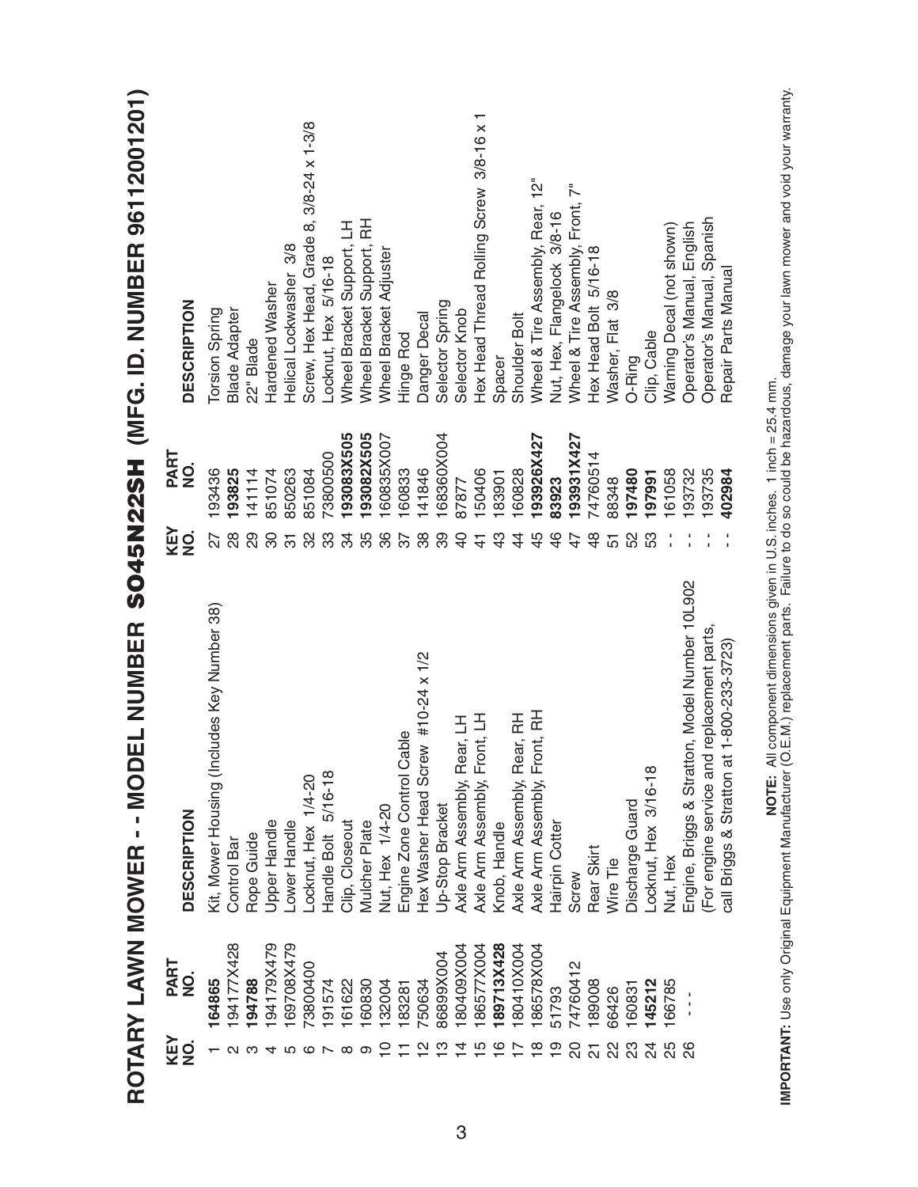# ROTARY LAWN MOWER - - MODEL NUMBER SO45N22SH (MFG. ID. NUMBER 96112001201)

| KEY NO. | PART NO. | DESCRIPTION | KEY NO. | PART NO. | DESCRIPTION |
|---|---|---|---|---|---|
| 1 | **164865** | Kit, Mower Housing (Includes Key Number 38) | 27 | 193436 | Torsion Spring |
| 2 | 194177X428 | Control Bar | 28 | **193825** | Blade Adapter |
| 3 | **194788** | Rope Guide | 29 | 141114 | 22" Blade |
| 4 | 194179X479 | Upper Handle | 30 | 851074 | Hardened Washer |
| 5 | 169708X479 | Lower Handle | 31 | 850263 | Helical Lockwasher 3/8 |
| 6 | 73800400 | Locknut, Hex 1/4-20 | 32 | 851084 | Screw, Hex Head, Grade 8, 3/8-24 x 1-3/8 |
| 7 | 191574 | Handle Bolt 5/16-18 | 33 | 73800500 | Locknut, Hex 5/16-18 |
| 8 | 161622 | Clip, Closeout | 34 | **193083X505** | Wheel Bracket Support, LH |
| 9 | 160830 | Mulcher Plate | 35 | **193082X505** | Wheel Bracket Support, RH |
| 10 | 132004 | Nut, Hex 1/4-20 | 36 | 160835X007 | Wheel Bracket Adjuster |
| 11 | 183281 | Engine Zone Control Cable | 37 | 160833 | Hinge Rod |
| 12 | 750634 | Hex Washer Head Screw #10-24 x 1/2 | 38 | 141846 | Danger Decal |
| 13 | 86899X004 | Up-Stop Bracket | 39 | 168360X004 | Selector Spring |
| 14 | 180409X004 | Axle Arm Assembly, Rear, LH | 40 | 87877 | Selector Knob |
| 15 | 186577X004 | Axle Arm Assembly, Front, LH | 41 | 150406 | Hex Head Thread Rolling Screw 3/8-16 x 1 |
| 16 | **189713X428** | Knob, Handle | 43 | 183901 | Spacer |
| 17 | 180410X004 | Axle Arm Assembly, Rear, RH | 44 | 160828 | Shoulder Bolt |
| 18 | 186578X004 | Axle Arm Assembly, Front, RH | 45 | **193926X427** | Wheel & Tire Assembly, Rear, 12" |
| 19 | 51793 | Hairpin Cotter | 46 | **83923** | Nut, Hex, Flangelock 3/8-16 |
| 20 | 74760412 | Screw | 47 | **193931X427** | Wheel & Tire Assembly, Front, 7" |
| 21 | 189008 | Rear Skirt | 48 | 74760514 | Hex Head Bolt 5/16-18 |
| 22 | 66426 | Wire Tie | 51 | 88348 | Washer, Flat 3/8 |
| 23 | 160831 | Discharge Guard | 52 | **197480** | O-Ring |
| 24 | **145212** | Locknut, Hex 3/16-18 | 53 | **197991** | Clip, Cable |
| 25 | 166785 | Nut, Hex | - - | 161058 | Warning Decal (not shown) |
| 26 | - - - | Engine, Briggs & Stratton, Model Number 10L902 (For engine service and replacement parts, call Briggs & Stratton at 1-800-233-3723) | - - | 193732 | Operator's Manual, English |
| | | | - - | 193735 | Operator's Manual, Spanish |
| | | | - - | **402984** | Repair Parts Manual |

**NOTE:** All component dimensions given in U.S. inches. 1 inch = 25.4 mm.

**IMPORTANT:** Use only Original Equipment Manufacturer (O.E.M.) replacement parts. Failure to do so could be hazardous, damage your lawn mower and void your warranty.